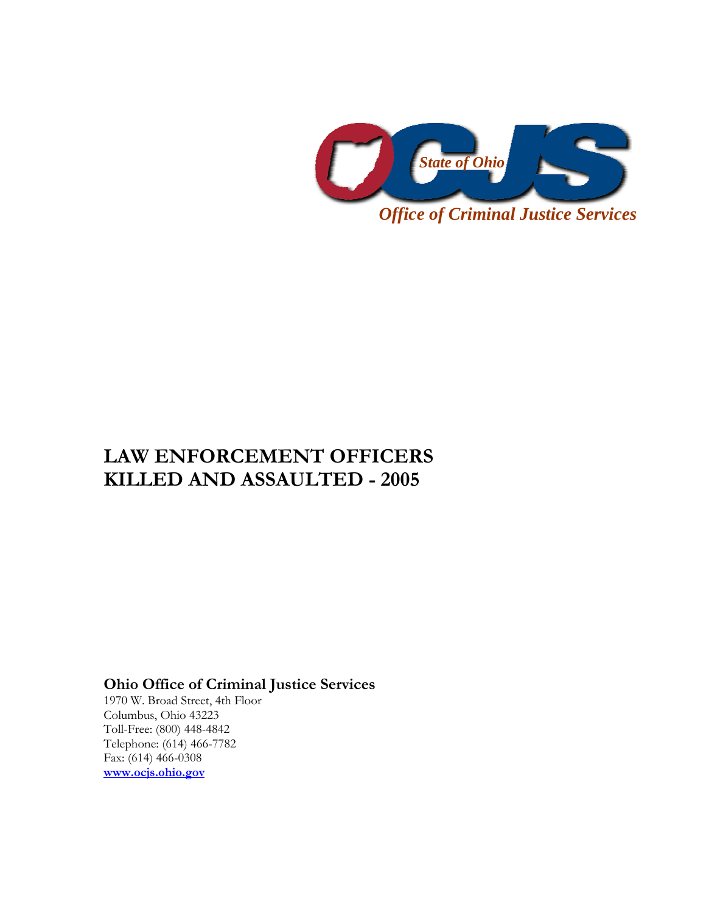State of Ohio

*Office of Criminal Justice Services*

# LAW ENFORCEMENT OFFICERS KILLED AND ASSAULTED - 2005

**Ohio Office of Criminal Justice Services**
1970 W. Broad Street, 4th Floor
Columbus, Ohio 43223
Toll-Free: (800) 448-4842
Telephone: (614) 466-7782
Fax: (614) 466-0308
**www.ocjs.ohio.gov**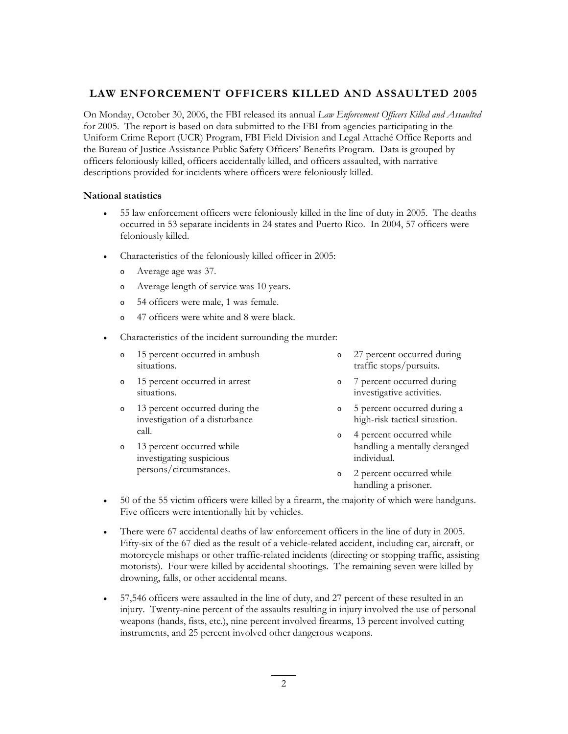## LAW ENFORCEMENT OFFICERS KILLED AND ASSAULTED 2005

On Monday, October 30, 2006, the FBI released its annual *Law Enforcement Officers Killed and Assaulted* for 2005. The report is based on data submitted to the FBI from agencies participating in the Uniform Crime Report (UCR) Program, FBI Field Division and Legal Attaché Office Reports and the Bureau of Justice Assistance Public Safety Officers' Benefits Program. Data is grouped by officers feloniously killed, officers accidentally killed, and officers assaulted, with narrative descriptions provided for incidents where officers were feloniously killed.

**National statistics**

- 55 law enforcement officers were feloniously killed in the line of duty in 2005. The deaths occurred in 53 separate incidents in 24 states and Puerto Rico. In 2004, 57 officers were feloniously killed.
- Characteristics of the feloniously killed officer in 2005:
  - Average age was 37.
  - Average length of service was 10 years.
  - 54 officers were male, 1 was female.
  - 47 officers were white and 8 were black.
- Characteristics of the incident surrounding the murder:
  - 15 percent occurred in ambush situations.
  - 15 percent occurred in arrest situations.
  - 13 percent occurred during the investigation of a disturbance call.
  - 13 percent occurred while investigating suspicious persons/circumstances.
  - 27 percent occurred during traffic stops/pursuits.
  - 7 percent occurred during investigative activities.
  - 5 percent occurred during a high-risk tactical situation.
  - 4 percent occurred while handling a mentally deranged individual.
  - 2 percent occurred while handling a prisoner.
- 50 of the 55 victim officers were killed by a firearm, the majority of which were handguns. Five officers were intentionally hit by vehicles.
- There were 67 accidental deaths of law enforcement officers in the line of duty in 2005. Fifty-six of the 67 died as the result of a vehicle-related accident, including car, aircraft, or motorcycle mishaps or other traffic-related incidents (directing or stopping traffic, assisting motorists). Four were killed by accidental shootings. The remaining seven were killed by drowning, falls, or other accidental means.
- 57,546 officers were assaulted in the line of duty, and 27 percent of these resulted in an injury. Twenty-nine percent of the assaults resulting in injury involved the use of personal weapons (hands, fists, etc.), nine percent involved firearms, 13 percent involved cutting instruments, and 25 percent involved other dangerous weapons.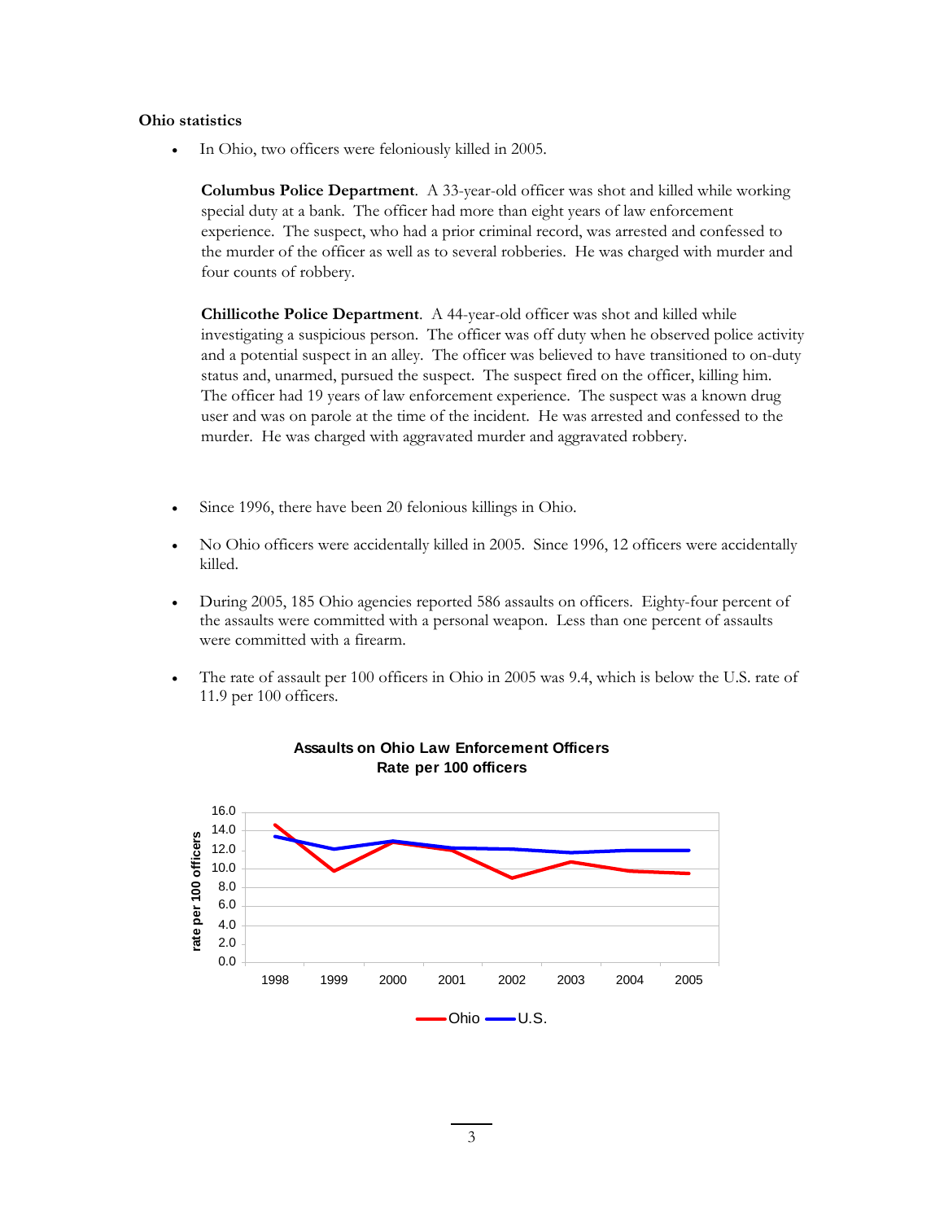**Ohio statistics**

- In Ohio, two officers were feloniously killed in 2005.

  **Columbus Police Department**. A 33-year-old officer was shot and killed while working special duty at a bank. The officer had more than eight years of law enforcement experience. The suspect, who had a prior criminal record, was arrested and confessed to the murder of the officer as well as to several robberies. He was charged with murder and four counts of robbery.

  **Chillicothe Police Department**. A 44-year-old officer was shot and killed while investigating a suspicious person. The officer was off duty when he observed police activity and a potential suspect in an alley. The officer was believed to have transitioned to on-duty status and, unarmed, pursued the suspect. The suspect fired on the officer, killing him. The officer had 19 years of law enforcement experience. The suspect was a known drug user and was on parole at the time of the incident. He was arrested and confessed to the murder. He was charged with aggravated murder and aggravated robbery.

- Since 1996, there have been 20 felonious killings in Ohio.

- No Ohio officers were accidentally killed in 2005. Since 1996, 12 officers were accidentally killed.

- During 2005, 185 Ohio agencies reported 586 assaults on officers. Eighty-four percent of the assaults were committed with a personal weapon. Less than one percent of assaults were committed with a firearm.

- The rate of assault per 100 officers in Ohio in 2005 was 9.4, which is below the U.S. rate of 11.9 per 100 officers.

**Assaults on Ohio Law Enforcement Officers**
**Rate per 100 officers**

rate per 100 officers

16.0
14.0
12.0
10.0
8.0
6.0
4.0
2.0
0.0

1998 1999 2000 2001 2002 2003 2004 2005

Ohio U.S.